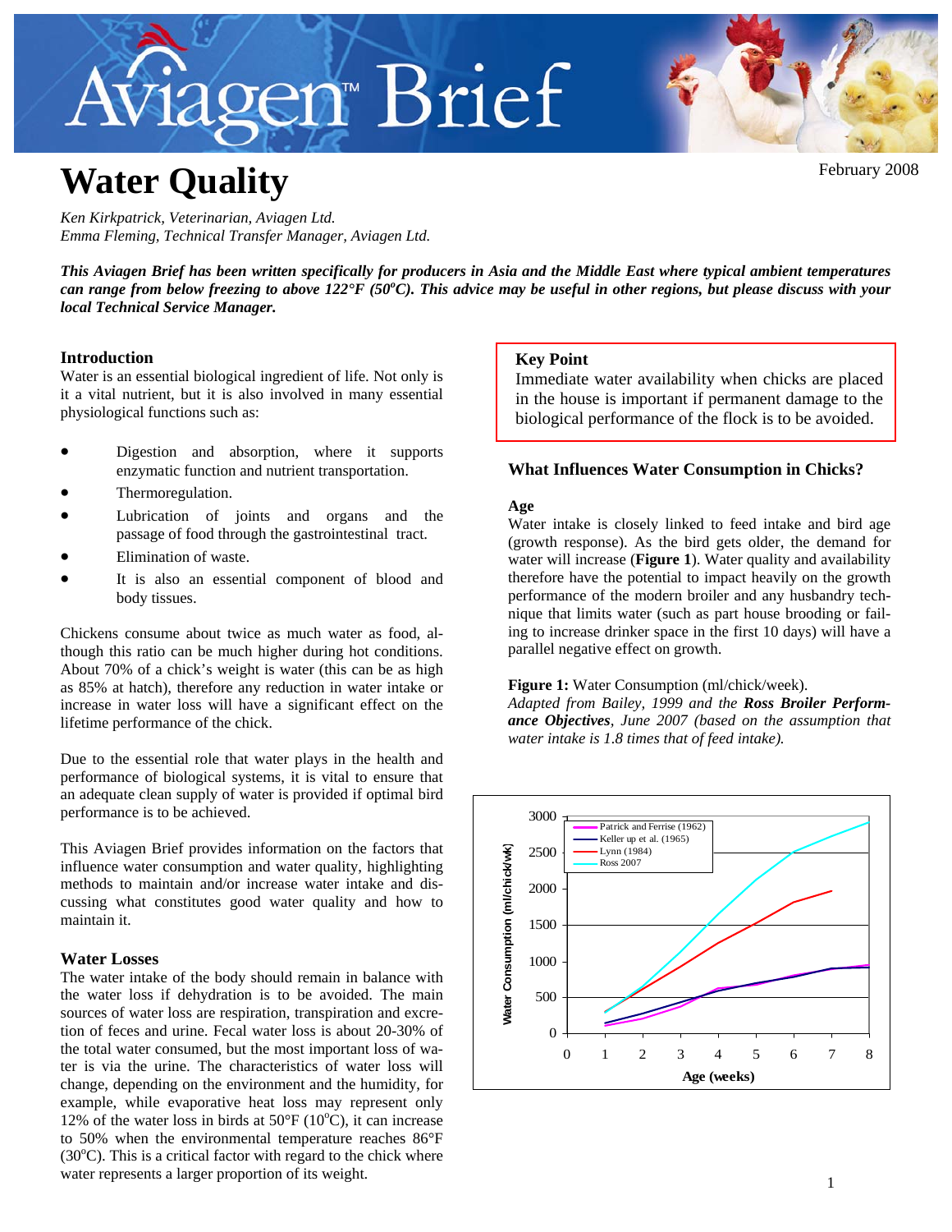# Aviagen™ Brief

# Water Quality

February 2008

*Ken Kirkpatrick, Veterinarian, Aviagen Ltd.*
*Emma Fleming, Technical Transfer Manager, Aviagen Ltd.*

***This Aviagen Brief has been written specifically for producers in Asia and the Middle East where typical ambient temperatures can range from below freezing to above 122°F (50°C). This advice may be useful in other regions, but please discuss with your local Technical Service Manager.***

## Introduction

Water is an essential biological ingredient of life. Not only is it a vital nutrient, but it is also involved in many essential physiological functions such as:

- Digestion and absorption, where it supports enzymatic function and nutrient transportation.
- Thermoregulation.
- Lubrication of joints and organs and the passage of food through the gastrointestinal tract.
- Elimination of waste.
- It is also an essential component of blood and body tissues.

Chickens consume about twice as much water as food, although this ratio can be much higher during hot conditions. About 70% of a chick's weight is water (this can be as high as 85% at hatch), therefore any reduction in water intake or increase in water loss will have a significant effect on the lifetime performance of the chick.

Due to the essential role that water plays in the health and performance of biological systems, it is vital to ensure that an adequate clean supply of water is provided if optimal bird performance is to be achieved.

This Aviagen Brief provides information on the factors that influence water consumption and water quality, highlighting methods to maintain and/or increase water intake and discussing what constitutes good water quality and how to maintain it.

## Water Losses

The water intake of the body should remain in balance with the water loss if dehydration is to be avoided. The main sources of water loss are respiration, transpiration and excretion of feces and urine. Fecal water loss is about 20-30% of the total water consumed, but the most important loss of water is via the urine. The characteristics of water loss will change, depending on the environment and the humidity, for example, while evaporative heat loss may represent only 12% of the water loss in birds at 50°F (10°C), it can increase to 50% when the environmental temperature reaches 86°F (30°C). This is a critical factor with regard to the chick where water represents a larger proportion of its weight.

> **Key Point**
> Immediate water availability when chicks are placed in the house is important if permanent damage to the biological performance of the flock is to be avoided.

## What Influences Water Consumption in Chicks?

### Age

Water intake is closely linked to feed intake and bird age (growth response). As the bird gets older, the demand for water will increase (**Figure 1**). Water quality and availability therefore have the potential to impact heavily on the growth performance of the modern broiler and any husbandry technique that limits water (such as part house brooding or failing to increase drinker space in the first 10 days) will have a parallel negative effect on growth.

**Figure 1:** Water Consumption (ml/chick/week).
*Adapted from Bailey, 1999 and the **Ross Broiler Performance Objectives**, June 2007 (based on the assumption that water intake is 1.8 times that of feed intake).*

Chart: Water Consumption (ml/chick/wk) vs Age (weeks), 0–8. Series: Patrick and Ferrise (1962), Keller up et al. (1965), Lynn (1984), Ross 2007.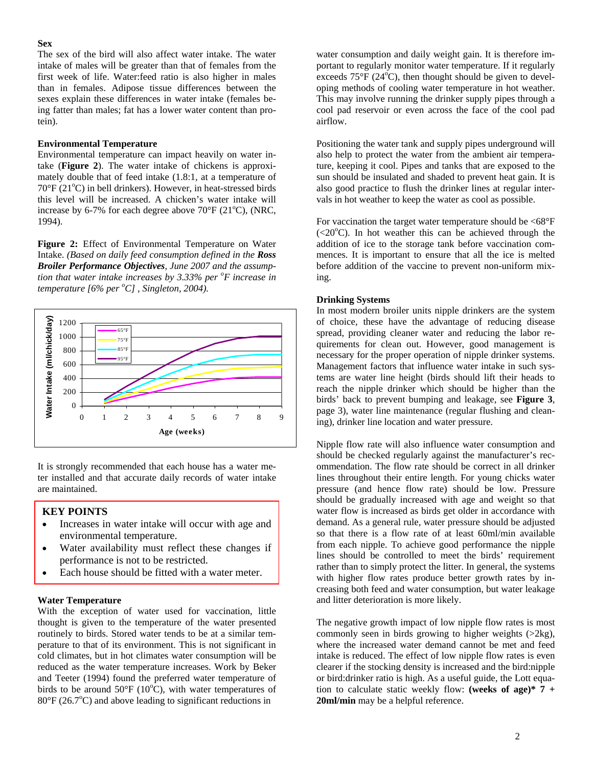### Sex

The sex of the bird will also affect water intake. The water intake of males will be greater than that of females from the first week of life. Water:feed ratio is also higher in males than in females. Adipose tissue differences between the sexes explain these differences in water intake (females being fatter than males; fat has a lower water content than protein).

### Environmental Temperature

Environmental temperature can impact heavily on water intake (**Figure 2**). The water intake of chickens is approximately double that of feed intake (1.8:1, at a temperature of 70°F (21°C) in bell drinkers). However, in heat-stressed birds this level will be increased. A chicken's water intake will increase by 6-7% for each degree above 70°F (21°C), (NRC, 1994).

**Figure 2:** Effect of Environmental Temperature on Water Intake. *(Based on daily feed consumption defined in the **Ross Broiler Performance Objectives**, June 2007 and the assumption that water intake increases by 3.33% per °F increase in temperature [6% per °C] , Singleton, 2004).*

It is strongly recommended that each house has a water meter installed and that accurate daily records of water intake are maintained.

> **KEY POINTS**
> - Increases in water intake will occur with age and environmental temperature.
> - Water availability must reflect these changes if performance is not to be restricted.
> - Each house should be fitted with a water meter.

### Water Temperature

With the exception of water used for vaccination, little thought is given to the temperature of the water presented routinely to birds. Stored water tends to be at a similar temperature to that of its environment. This is not significant in cold climates, but in hot climates water consumption will be reduced as the water temperature increases. Work by Beker and Teeter (1994) found the preferred water temperature of birds to be around 50°F (10°C), with water temperatures of 80°F (26.7°C) and above leading to significant reductions in water consumption and daily weight gain. It is therefore important to regularly monitor water temperature. If it regularly exceeds 75°F (24°C), then thought should be given to developing methods of cooling water temperature in hot weather. This may involve running the drinker supply pipes through a cool pad reservoir or even across the face of the cool pad airflow.

Positioning the water tank and supply pipes underground will also help to protect the water from the ambient air temperature, keeping it cool. Pipes and tanks that are exposed to the sun should be insulated and shaded to prevent heat gain. It is also good practice to flush the drinker lines at regular intervals in hot weather to keep the water as cool as possible.

For vaccination the target water temperature should be <68°F (<20°C). In hot weather this can be achieved through the addition of ice to the storage tank before vaccination commences. It is important to ensure that all the ice is melted before addition of the vaccine to prevent non-uniform mixing.

### Drinking Systems

In most modern broiler units nipple drinkers are the system of choice, these have the advantage of reducing disease spread, providing cleaner water and reducing the labor requirements for clean out. However, good management is necessary for the proper operation of nipple drinker systems. Management factors that influence water intake in such systems are water line height (birds should lift their heads to reach the nipple drinker which should be higher than the birds' back to prevent bumping and leakage, see **Figure 3**, page 3), water line maintenance (regular flushing and cleaning), drinker line location and water pressure.

Nipple flow rate will also influence water consumption and should be checked regularly against the manufacturer's recommendation. The flow rate should be correct in all drinker lines throughout their entire length. For young chicks water pressure (and hence flow rate) should be low. Pressure should be gradually increased with age and weight so that water flow is increased as birds get older in accordance with demand. As a general rule, water pressure should be adjusted so that there is a flow rate of at least 60ml/min available from each nipple. To achieve good performance the nipple lines should be controlled to meet the birds' requirement rather than to simply protect the litter. In general, the systems with higher flow rates produce better growth rates by increasing both feed and water consumption, but water leakage and litter deterioration is more likely.

The negative growth impact of low nipple flow rates is most commonly seen in birds growing to higher weights (>2kg), where the increased water demand cannot be met and feed intake is reduced. The effect of low nipple flow rates is even clearer if the stocking density is increased and the bird:nipple or bird:drinker ratio is high. As a useful guide, the Lott equation to calculate static weekly flow: **(weeks of age)* 7 + 20ml/min** may be a helpful reference.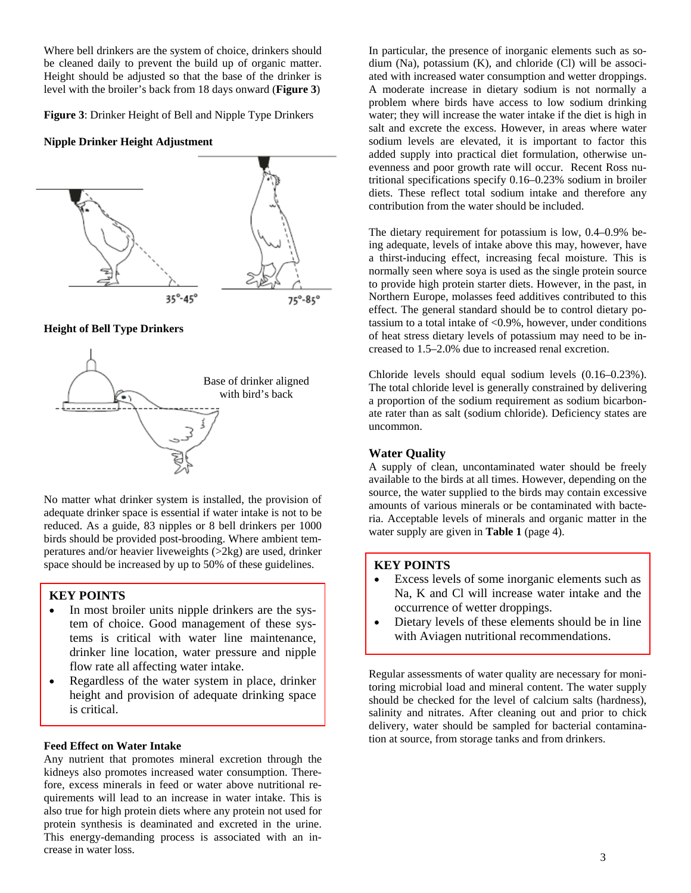Where bell drinkers are the system of choice, drinkers should be cleaned daily to prevent the build up of organic matter. Height should be adjusted so that the base of the drinker is level with the broiler's back from 18 days onward (**Figure 3**)

**Figure 3**: Drinker Height of Bell and Nipple Type Drinkers

**Nipple Drinker Height Adjustment**

35°-45°

75°-85°

**Height of Bell Type Drinkers**

Base of drinker aligned with bird's back

No matter what drinker system is installed, the provision of adequate drinker space is essential if water intake is not to be reduced. As a guide, 83 nipples or 8 bell drinkers per 1000 birds should be provided post-brooding. Where ambient temperatures and/or heavier liveweights (>2kg) are used, drinker space should be increased by up to 50% of these guidelines.

> **KEY POINTS**
> - In most broiler units nipple drinkers are the system of choice. Good management of these systems is critical with water line maintenance, drinker line location, water pressure and nipple flow rate all affecting water intake.
> - Regardless of the water system in place, drinker height and provision of adequate drinking space is critical.

**Feed Effect on Water Intake**

Any nutrient that promotes mineral excretion through the kidneys also promotes increased water consumption. Therefore, excess minerals in feed or water above nutritional requirements will lead to an increase in water intake. This is also true for high protein diets where any protein not used for protein synthesis is deaminated and excreted in the urine. This energy-demanding process is associated with an increase in water loss.

In particular, the presence of inorganic elements such as sodium (Na), potassium (K), and chloride (Cl) will be associated with increased water consumption and wetter droppings. A moderate increase in dietary sodium is not normally a problem where birds have access to low sodium drinking water; they will increase the water intake if the diet is high in salt and excrete the excess. However, in areas where water sodium levels are elevated, it is important to factor this added supply into practical diet formulation, otherwise unevenness and poor growth rate will occur. Recent Ross nutritional specifications specify 0.16–0.23% sodium in broiler diets. These reflect total sodium intake and therefore any contribution from the water should be included.

The dietary requirement for potassium is low, 0.4–0.9% being adequate, levels of intake above this may, however, have a thirst-inducing effect, increasing fecal moisture. This is normally seen where soya is used as the single protein source to provide high protein starter diets. However, in the past, in Northern Europe, molasses feed additives contributed to this effect. The general standard should be to control dietary potassium to a total intake of <0.9%, however, under conditions of heat stress dietary levels of potassium may need to be increased to 1.5–2.0% due to increased renal excretion.

Chloride levels should equal sodium levels (0.16–0.23%). The total chloride level is generally constrained by delivering a proportion of the sodium requirement as sodium bicarbonate rater than as salt (sodium chloride). Deficiency states are uncommon.

### Water Quality

A supply of clean, uncontaminated water should be freely available to the birds at all times. However, depending on the source, the water supplied to the birds may contain excessive amounts of various minerals or be contaminated with bacteria. Acceptable levels of minerals and organic matter in the water supply are given in **Table 1** (page 4).

> **KEY POINTS**
> - Excess levels of some inorganic elements such as Na, K and Cl will increase water intake and the occurrence of wetter droppings.
> - Dietary levels of these elements should be in line with Aviagen nutritional recommendations.

Regular assessments of water quality are necessary for monitoring microbial load and mineral content. The water supply should be checked for the level of calcium salts (hardness), salinity and nitrates. After cleaning out and prior to chick delivery, water should be sampled for bacterial contamination at source, from storage tanks and from drinkers.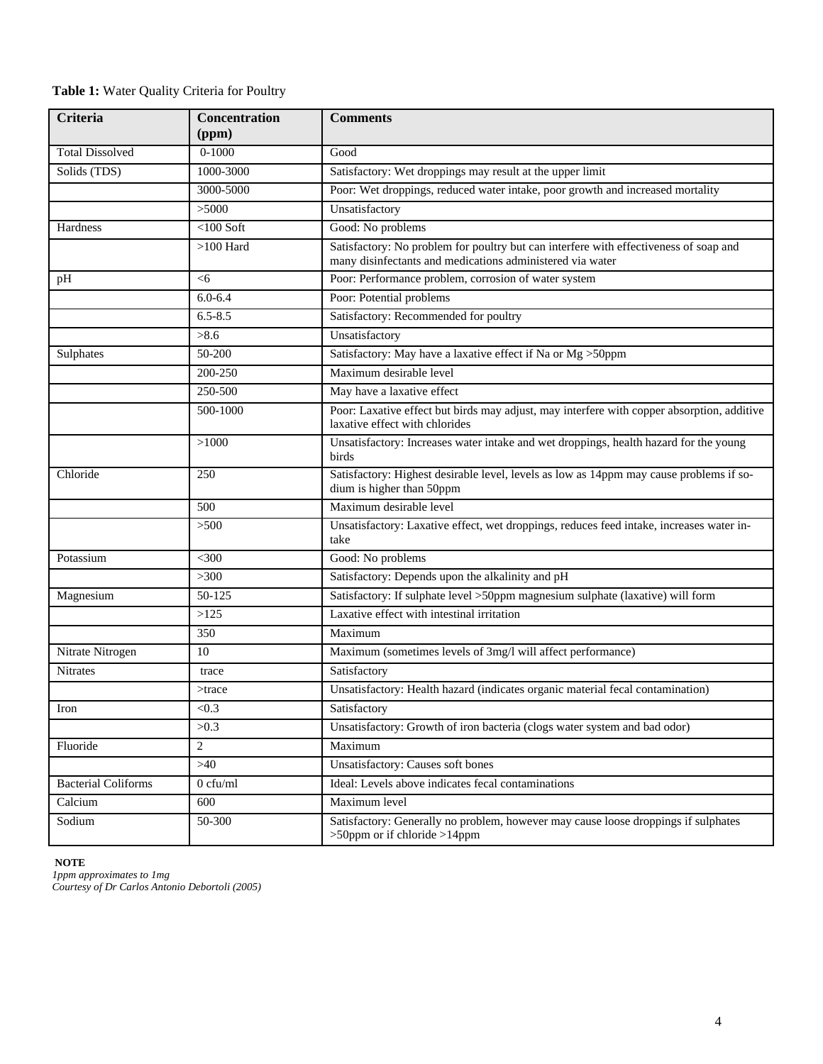**Table 1:** Water Quality Criteria for Poultry

| Criteria | Concentration (ppm) | Comments |
|---|---|---|
| Total Dissolved | 0-1000 | Good |
| Solids (TDS) | 1000-3000 | Satisfactory: Wet droppings may result at the upper limit |
| | 3000-5000 | Poor: Wet droppings, reduced water intake, poor growth and increased mortality |
| | >5000 | Unsatisfactory |
| Hardness | <100 Soft | Good: No problems |
| | >100 Hard | Satisfactory: No problem for poultry but can interfere with effectiveness of soap and many disinfectants and medications administered via water |
| pH | <6 | Poor: Performance problem, corrosion of water system |
| | 6.0-6.4 | Poor: Potential problems |
| | 6.5-8.5 | Satisfactory: Recommended for poultry |
| | >8.6 | Unsatisfactory |
| Sulphates | 50-200 | Satisfactory: May have a laxative effect if Na or Mg >50ppm |
| | 200-250 | Maximum desirable level |
| | 250-500 | May have a laxative effect |
| | 500-1000 | Poor: Laxative effect but birds may adjust, may interfere with copper absorption, additive laxative effect with chlorides |
| | >1000 | Unsatisfactory: Increases water intake and wet droppings, health hazard for the young birds |
| Chloride | 250 | Satisfactory: Highest desirable level, levels as low as 14ppm may cause problems if sodium is higher than 50ppm |
| | 500 | Maximum desirable level |
| | >500 | Unsatisfactory: Laxative effect, wet droppings, reduces feed intake, increases water intake |
| Potassium | <300 | Good: No problems |
| | >300 | Satisfactory: Depends upon the alkalinity and pH |
| Magnesium | 50-125 | Satisfactory: If sulphate level >50ppm magnesium sulphate (laxative) will form |
| | >125 | Laxative effect with intestinal irritation |
| | 350 | Maximum |
| Nitrate Nitrogen | 10 | Maximum (sometimes levels of 3mg/l will affect performance) |
| Nitrates | trace | Satisfactory |
| | >trace | Unsatisfactory: Health hazard (indicates organic material fecal contamination) |
| Iron | <0.3 | Satisfactory |
| | >0.3 | Unsatisfactory: Growth of iron bacteria (clogs water system and bad odor) |
| Fluoride | 2 | Maximum |
| | >40 | Unsatisfactory: Causes soft bones |
| Bacterial Coliforms | 0 cfu/ml | Ideal: Levels above indicates fecal contaminations |
| Calcium | 600 | Maximum level |
| Sodium | 50-300 | Satisfactory: Generally no problem, however may cause loose droppings if sulphates >50ppm or if chloride >14ppm |

**NOTE**

*1ppm approximates to 1mg*

*Courtesy of Dr Carlos Antonio Debortoli (2005)*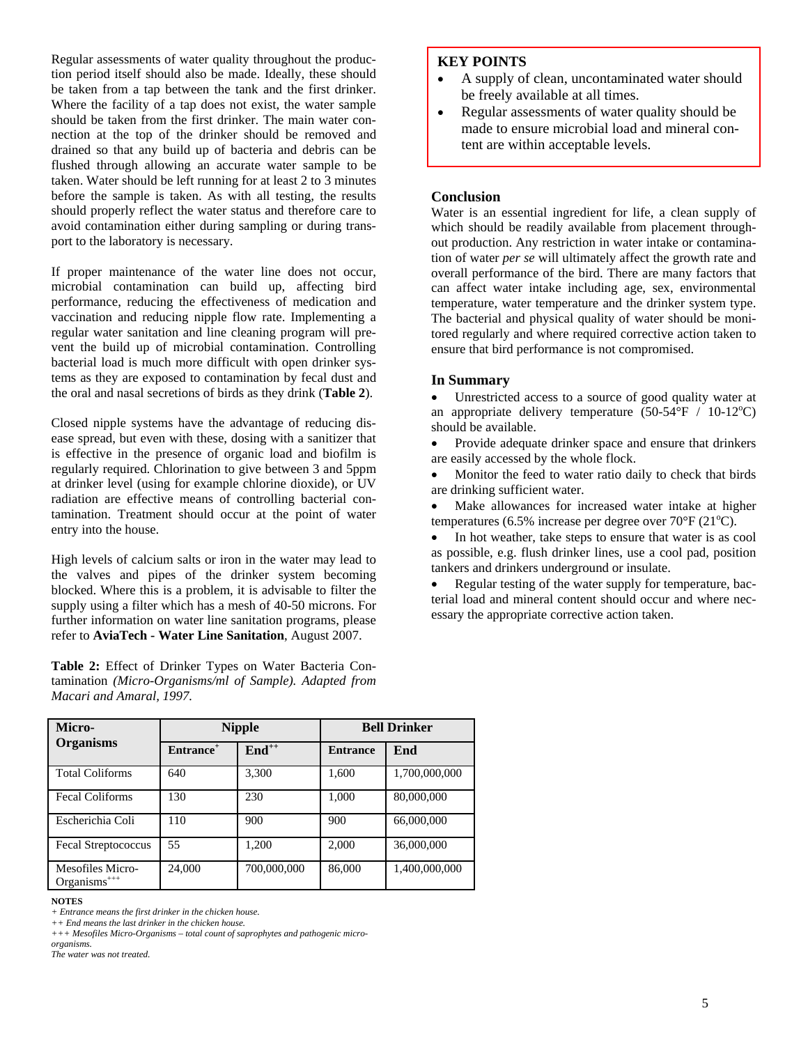Regular assessments of water quality throughout the production period itself should also be made. Ideally, these should be taken from a tap between the tank and the first drinker. Where the facility of a tap does not exist, the water sample should be taken from the first drinker. The main water connection at the top of the drinker should be removed and drained so that any build up of bacteria and debris can be flushed through allowing an accurate water sample to be taken. Water should be left running for at least 2 to 3 minutes before the sample is taken. As with all testing, the results should properly reflect the water status and therefore care to avoid contamination either during sampling or during transport to the laboratory is necessary.

If proper maintenance of the water line does not occur, microbial contamination can build up, affecting bird performance, reducing the effectiveness of medication and vaccination and reducing nipple flow rate. Implementing a regular water sanitation and line cleaning program will prevent the build up of microbial contamination. Controlling bacterial load is much more difficult with open drinker systems as they are exposed to contamination by fecal dust and the oral and nasal secretions of birds as they drink (**Table 2**).

Closed nipple systems have the advantage of reducing disease spread, but even with these, dosing with a sanitizer that is effective in the presence of organic load and biofilm is regularly required. Chlorination to give between 3 and 5ppm at drinker level (using for example chlorine dioxide), or UV radiation are effective means of controlling bacterial contamination. Treatment should occur at the point of water entry into the house.

High levels of calcium salts or iron in the water may lead to the valves and pipes of the drinker system becoming blocked. Where this is a problem, it is advisable to filter the supply using a filter which has a mesh of 40-50 microns. For further information on water line sanitation programs, please refer to **AviaTech - Water Line Sanitation**, August 2007.

**Table 2:** Effect of Drinker Types on Water Bacteria Contamination *(Micro-Organisms/ml of Sample). Adapted from Macari and Amaral, 1997.*

| Micro-Organisms | Nipple | | Bell Drinker | |
|---|---|---|---|---|
| | Entrance+ | End++ | Entrance | End |
| Total Coliforms | 640 | 3,300 | 1,600 | 1,700,000,000 |
| Fecal Coliforms | 130 | 230 | 1,000 | 80,000,000 |
| Escherichia Coli | 110 | 900 | 900 | 66,000,000 |
| Fecal Streptococcus | 55 | 1,200 | 2,000 | 36,000,000 |
| Mesofiles Micro-Organisms+++ | 24,000 | 700,000,000 | 86,000 | 1,400,000,000 |

**NOTES**

*+ Entrance means the first drinker in the chicken house.*

*++ End means the last drinker in the chicken house.*

*+++ Mesofiles Micro-Organisms – total count of saprophytes and pathogenic micro-organisms.*

*The water was not treated.*

**KEY POINTS**

- A supply of clean, uncontaminated water should be freely available at all times.
- Regular assessments of water quality should be made to ensure microbial load and mineral content are within acceptable levels.

### Conclusion

Water is an essential ingredient for life, a clean supply of which should be readily available from placement throughout production. Any restriction in water intake or contamination of water *per se* will ultimately affect the growth rate and overall performance of the bird. There are many factors that can affect water intake including age, sex, environmental temperature, water temperature and the drinker system type. The bacterial and physical quality of water should be monitored regularly and where required corrective action taken to ensure that bird performance is not compromised.

### In Summary

- Unrestricted access to a source of good quality water at an appropriate delivery temperature (50-54°F / 10-12°C) should be available.
- Provide adequate drinker space and ensure that drinkers are easily accessed by the whole flock.
- Monitor the feed to water ratio daily to check that birds are drinking sufficient water.
- Make allowances for increased water intake at higher temperatures (6.5% increase per degree over 70°F (21°C).
- In hot weather, take steps to ensure that water is as cool as possible, e.g. flush drinker lines, use a cool pad, position tankers and drinkers underground or insulate.
- Regular testing of the water supply for temperature, bacterial load and mineral content should occur and where necessary the appropriate corrective action taken.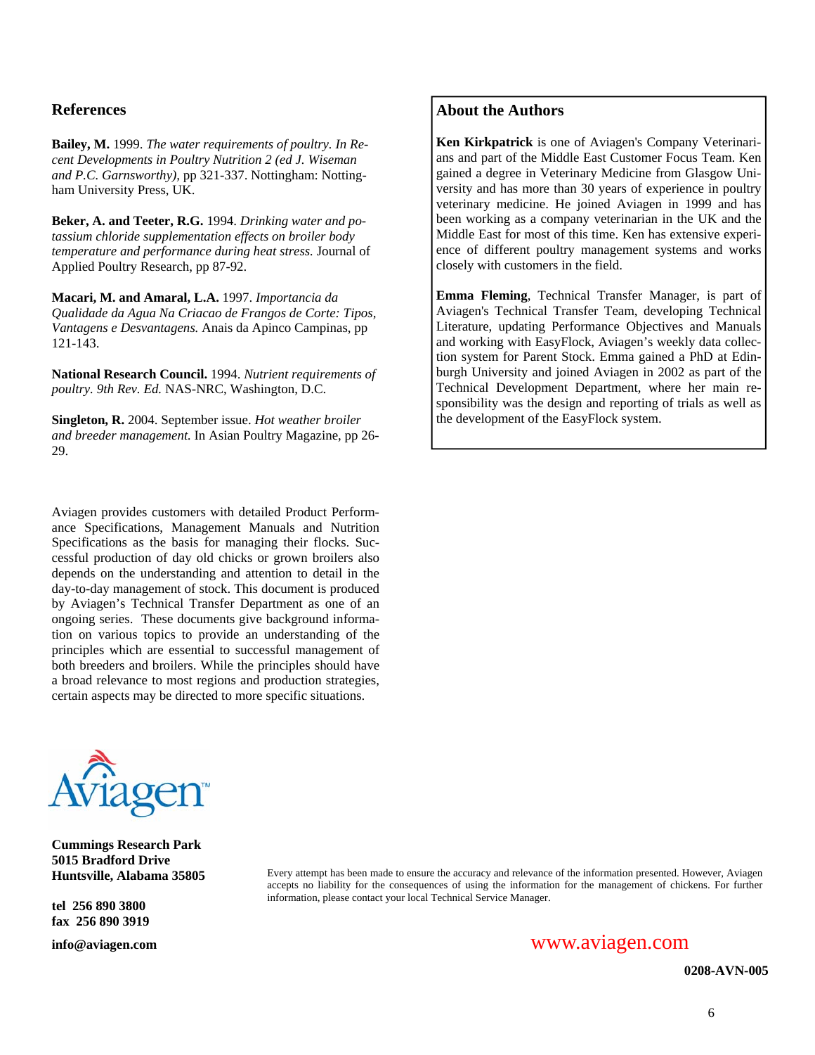## References

**Bailey, M.** 1999. *The water requirements of poultry. In Recent Developments in Poultry Nutrition 2 (ed J. Wiseman and P.C. Garnsworthy),* pp 321-337. Nottingham: Nottingham University Press, UK.

**Beker, A. and Teeter, R.G.** 1994. *Drinking water and potassium chloride supplementation effects on broiler body temperature and performance during heat stress.* Journal of Applied Poultry Research, pp 87-92.

**Macari, M. and Amaral, L.A.** 1997. *Importancia da Qualidade da Agua Na Criacao de Frangos de Corte: Tipos, Vantagens e Desvantagens.* Anais da Apinco Campinas, pp 121-143.

**National Research Council.** 1994. *Nutrient requirements of poultry. 9th Rev. Ed.* NAS-NRC, Washington, D.C.

**Singleton, R.** 2004. September issue. *Hot weather broiler and breeder management.* In Asian Poultry Magazine, pp 26-29.

Aviagen provides customers with detailed Product Performance Specifications, Management Manuals and Nutrition Specifications as the basis for managing their flocks. Successful production of day old chicks or grown broilers also depends on the understanding and attention to detail in the day-to-day management of stock. This document is produced by Aviagen's Technical Transfer Department as one of an ongoing series. These documents give background information on various topics to provide an understanding of the principles which are essential to successful management of both breeders and broilers. While the principles should have a broad relevance to most regions and production strategies, certain aspects may be directed to more specific situations.

## About the Authors

**Ken Kirkpatrick** is one of Aviagen's Company Veterinarians and part of the Middle East Customer Focus Team. Ken gained a degree in Veterinary Medicine from Glasgow University and has more than 30 years of experience in poultry veterinary medicine. He joined Aviagen in 1999 and has been working as a company veterinarian in the UK and the Middle East for most of this time. Ken has extensive experience of different poultry management systems and works closely with customers in the field.

**Emma Fleming**, Technical Transfer Manager, is part of Aviagen's Technical Transfer Team, developing Technical Literature, updating Performance Objectives and Manuals and working with EasyFlock, Aviagen's weekly data collection system for Parent Stock. Emma gained a PhD at Edinburgh University and joined Aviagen in 2002 as part of the Technical Development Department, where her main responsibility was the design and reporting of trials as well as the development of the EasyFlock system.

Aviagen™

**Cummings Research Park**
**5015 Bradford Drive**
**Huntsville, Alabama 35805**

**tel 256 890 3800**
**fax 256 890 3919**

**info@aviagen.com**

Every attempt has been made to ensure the accuracy and relevance of the information presented. However, Aviagen accepts no liability for the consequences of using the information for the management of chickens. For further information, please contact your local Technical Service Manager.

www.aviagen.com

**0208-AVN-005**